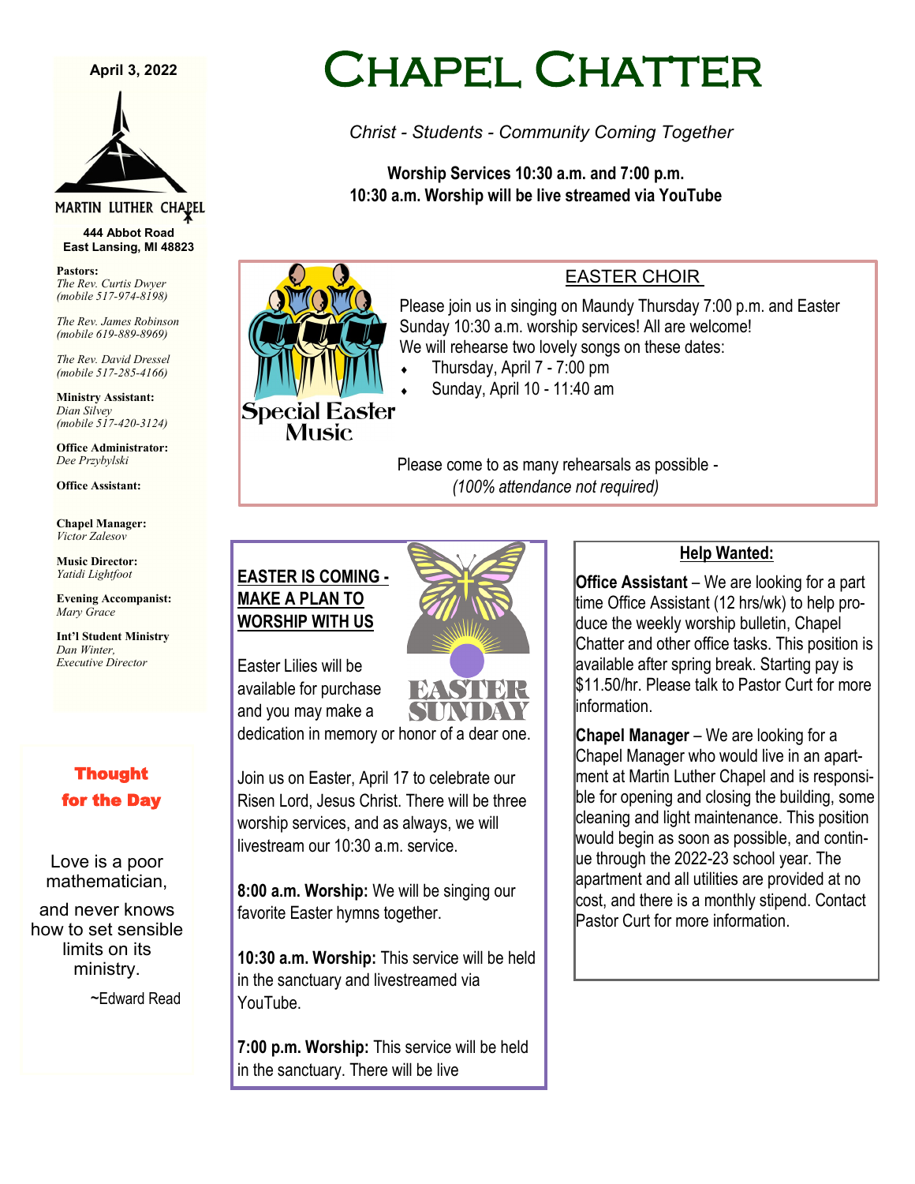# Chapel Chatter

*Christ - Students - Community Coming Together*

**Worship Services 10:30 a.m. and 7:00 p.m.**
**10:30 a.m. Worship will be live streamed via YouTube**

April 3, 2022

MARTIN LUTHER CHAPEL

**444 Abbot Road**
**East Lansing, MI 48823**

**Pastors:**
*The Rev. Curtis Dwyer*
*(mobile 517-974-8198)*

*The Rev. James Robinson*
*(mobile 619-889-8969)*

*The Rev. David Dressel*
*(mobile 517-285-4166)*

**Ministry Assistant:**
*Dian Silvey*
*(mobile 517-420-3124)*

**Office Administrator:**
*Dee Przybylski*

**Office Assistant:**

**Chapel Manager:**
*Victor Zalesov*

**Music Director:**
*Yatidi Lightfoot*

**Evening Accompanist:**
*Mary Grace*

**Int'l Student Ministry**
*Dan Winter,*
*Executive Director*

**Thought for the Day**

Love is a poor mathematician,

and never knows how to set sensible limits on its ministry.

~Edward Read

## EASTER CHOIR

Special Easter Music

Please join us in singing on Maundy Thursday 7:00 p.m. and Easter Sunday 10:30 a.m. worship services! All are welcome! We will rehearse two lovely songs on these dates:

- Thursday, April 7 - 7:00 pm
- Sunday, April 10 - 11:40 am

Please come to as many rehearsals as possible -
*(100% attendance not required)*

## EASTER IS COMING - MAKE A PLAN TO WORSHIP WITH US

EASTER SUNDAY

Easter Lilies will be available for purchase and you may make a dedication in memory or honor of a dear one.

Join us on Easter, April 17 to celebrate our Risen Lord, Jesus Christ. There will be three worship services, and as always, we will livestream our 10:30 a.m. service.

**8:00 a.m. Worship:** We will be singing our favorite Easter hymns together.

**10:30 a.m. Worship:** This service will be held in the sanctuary and livestreamed via YouTube.

**7:00 p.m. Worship:** This service will be held in the sanctuary. There will be live

## Help Wanted:

**Office Assistant** – We are looking for a part time Office Assistant (12 hrs/wk) to help produce the weekly worship bulletin, Chapel Chatter and other office tasks. This position is available after spring break. Starting pay is $11.50/hr. Please talk to Pastor Curt for more information.

**Chapel Manager** – We are looking for a Chapel Manager who would live in an apartment at Martin Luther Chapel and is responsible for opening and closing the building, some cleaning and light maintenance. This position would begin as soon as possible, and continue through the 2022-23 school year. The apartment and all utilities are provided at no cost, and there is a monthly stipend. Contact Pastor Curt for more information.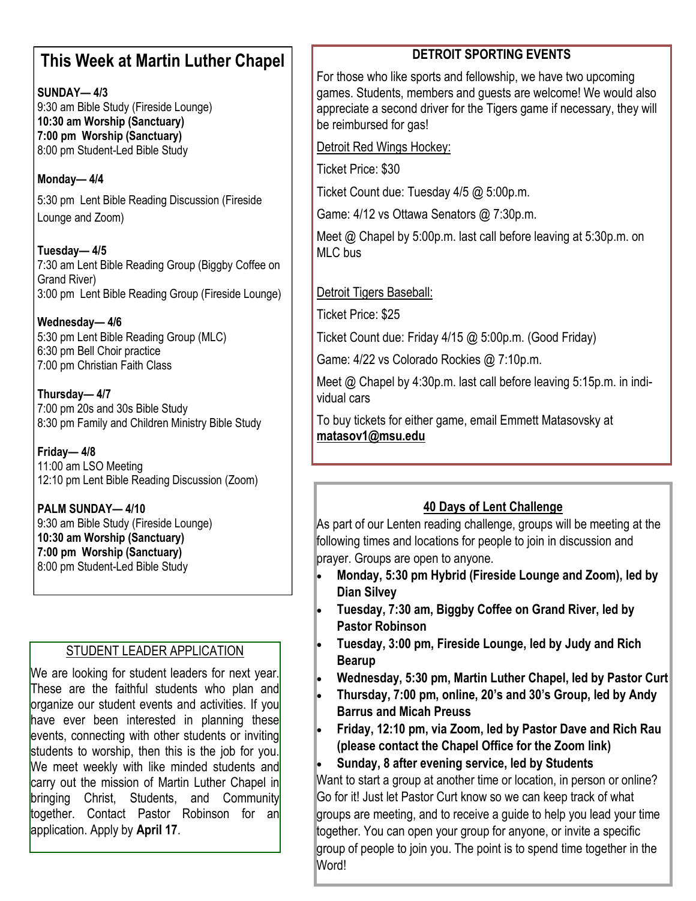# This Week at Martin Luther Chapel

**SUNDAY— 4/3**
9:30 am Bible Study (Fireside Lounge)
**10:30 am Worship (Sanctuary)**
**7:00 pm Worship (Sanctuary)**
8:00 pm Student-Led Bible Study

**Monday— 4/4**
5:30 pm Lent Bible Reading Discussion (Fireside Lounge and Zoom)

**Tuesday— 4/5**
7:30 am Lent Bible Reading Group (Biggby Coffee on Grand River)
3:00 pm Lent Bible Reading Group (Fireside Lounge)

**Wednesday— 4/6**
5:30 pm Lent Bible Reading Group (MLC)
6:30 pm Bell Choir practice
7:00 pm Christian Faith Class

**Thursday— 4/7**
7:00 pm 20s and 30s Bible Study
8:30 pm Family and Children Ministry Bible Study

**Friday— 4/8**
11:00 am LSO Meeting
12:10 pm Lent Bible Reading Discussion (Zoom)

**PALM SUNDAY— 4/10**
9:30 am Bible Study (Fireside Lounge)
**10:30 am Worship (Sanctuary)**
**7:00 pm Worship (Sanctuary)**
8:00 pm Student-Led Bible Study

## STUDENT LEADER APPLICATION

We are looking for student leaders for next year. These are the faithful students who plan and organize our student events and activities. If you have ever been interested in planning these events, connecting with other students or inviting students to worship, then this is the job for you. We meet weekly with like minded students and carry out the mission of Martin Luther Chapel in bringing Christ, Students, and Community together. Contact Pastor Robinson for an application. Apply by **April 17**.

## DETROIT SPORTING EVENTS

For those who like sports and fellowship, we have two upcoming games. Students, members and guests are welcome! We would also appreciate a second driver for the Tigers game if necessary, they will be reimbursed for gas!

Detroit Red Wings Hockey:

Ticket Price: $30

Ticket Count due: Tuesday 4/5 @ 5:00p.m.

Game: 4/12 vs Ottawa Senators @ 7:30p.m.

Meet @ Chapel by 5:00p.m. last call before leaving at 5:30p.m. on MLC bus

Detroit Tigers Baseball:

Ticket Price: $25

Ticket Count due: Friday 4/15 @ 5:00p.m. (Good Friday)

Game: 4/22 vs Colorado Rockies @ 7:10p.m.

Meet @ Chapel by 4:30p.m. last call before leaving 5:15p.m. in individual cars

To buy tickets for either game, email Emmett Matasovsky at **matasov1@msu.edu**

## 40 Days of Lent Challenge

As part of our Lenten reading challenge, groups will be meeting at the following times and locations for people to join in discussion and prayer. Groups are open to anyone.

- **Monday, 5:30 pm Hybrid (Fireside Lounge and Zoom), led by Dian Silvey**
- **Tuesday, 7:30 am, Biggby Coffee on Grand River, led by Pastor Robinson**
- **Tuesday, 3:00 pm, Fireside Lounge, led by Judy and Rich Bearup**
- **Wednesday, 5:30 pm, Martin Luther Chapel, led by Pastor Curt**
- **Thursday, 7:00 pm, online, 20's and 30's Group, led by Andy Barrus and Micah Preuss**
- **Friday, 12:10 pm, via Zoom, led by Pastor Dave and Rich Rau (please contact the Chapel Office for the Zoom link)**
- **Sunday, 8 after evening service, led by Students**

Want to start a group at another time or location, in person or online? Go for it! Just let Pastor Curt know so we can keep track of what groups are meeting, and to receive a guide to help you lead your time together. You can open your group for anyone, or invite a specific group of people to join you. The point is to spend time together in the Word!